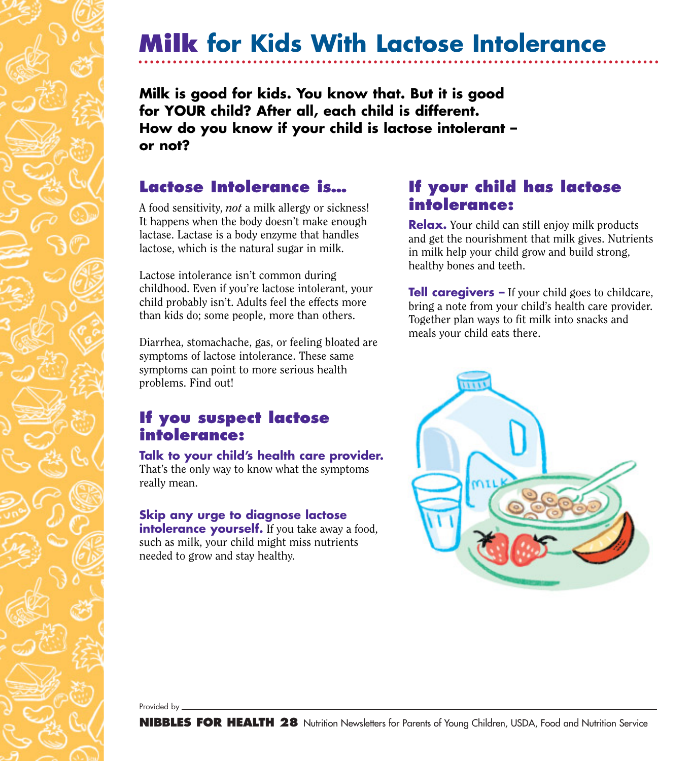# Milk for Kids With Lactose Intolerance

**Milk is good for kids. You know that. But it is good for YOUR child? After all, each child is different. How do you know if your child is lactose intolerant – or not?**

## Lactose Intolerance is...

A food sensitivity, *not* a milk allergy or sickness! It happens when the body doesn't make enough lactase. Lactase is a body enzyme that handles lactose, which is the natural sugar in milk.

Lactose intolerance isn't common during childhood. Even if you're lactose intolerant, your child probably isn't. Adults feel the effects more than kids do; some people, more than others.

Diarrhea, stomachache, gas, or feeling bloated are symptoms of lactose intolerance. These same symptoms can point to more serious health problems. Find out!

## If you suspect lactose intolerance:

**Talk to your child's health care provider.** That's the only way to know what the symptoms really mean.

**Skip any urge to diagnose lactose intolerance yourself.** If you take away a food, such as milk, your child might miss nutrients needed to grow and stay healthy.

## If your child has lactose intolerance:

**Relax.** Your child can still enjoy milk products and get the nourishment that milk gives. Nutrients in milk help your child grow and build strong, healthy bones and teeth.

**Tell caregivers –** If your child goes to childcare, bring a note from your child's health care provider. Together plan ways to fit milk into snacks and meals your child eats there.

Provided by \_\_\_\_\_\_\_\_\_\_

**NIBBLES FOR HEALTH 28** Nutrition Newsletters for Parents of Young Children, USDA, Food and Nutrition Service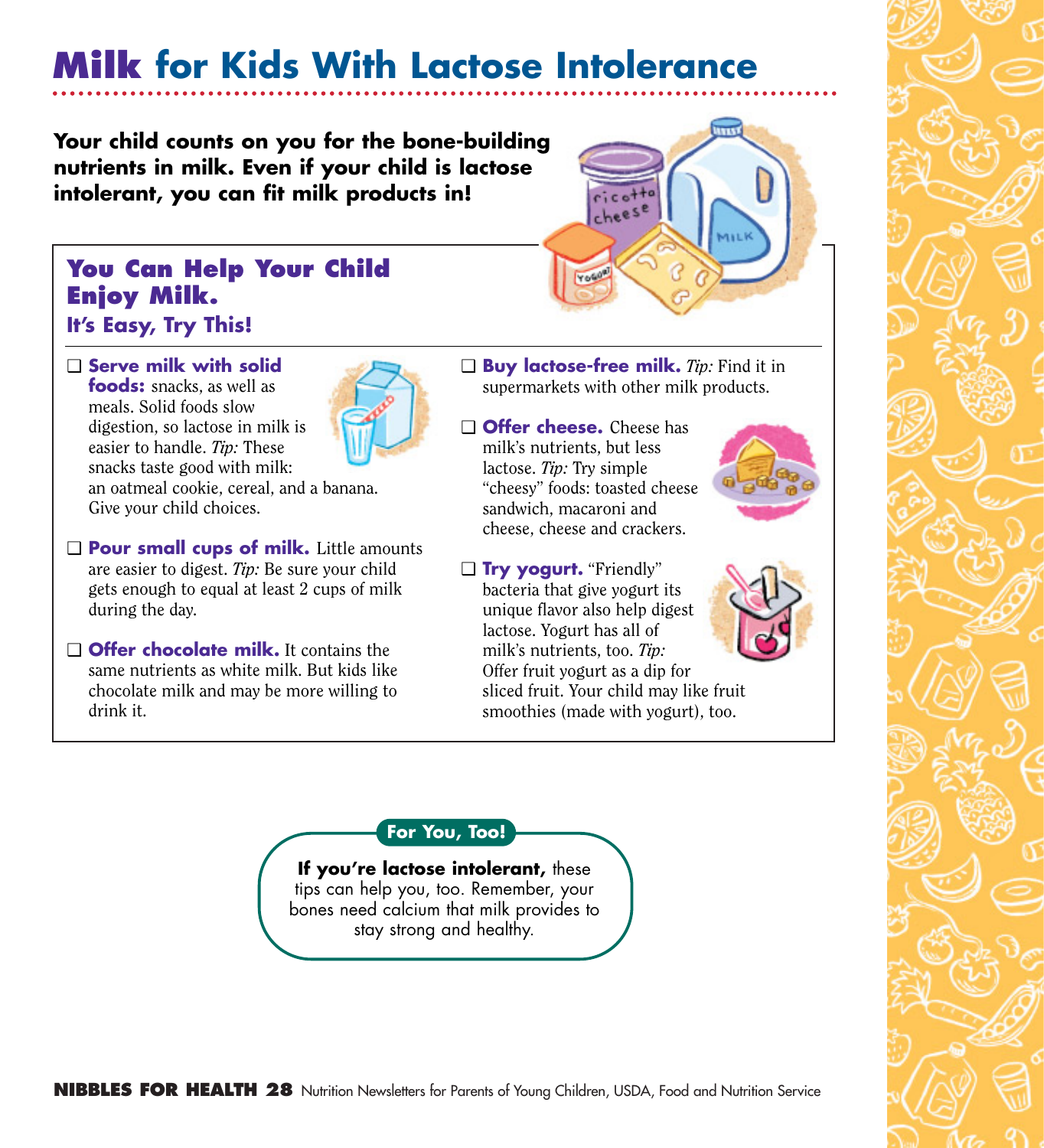# Milk for Kids With Lactose Intolerance

**Your child counts on you for the bone-building nutrients in milk. Even if your child is lactose intolerant, you can fit milk products in!**

## You Can Help Your Child Enjoy Milk.

### It's Easy, Try This!

- ❑ **Serve milk with solid foods:** snacks, as well as meals. Solid foods slow digestion, so lactose in milk is easier to handle. *Tip:* These snacks taste good with milk: an oatmeal cookie, cereal, and a banana. Give your child choices.

- ❑ **Pour small cups of milk.** Little amounts are easier to digest. *Tip:* Be sure your child gets enough to equal at least 2 cups of milk during the day.

- ❑ **Offer chocolate milk.** It contains the same nutrients as white milk. But kids like chocolate milk and may be more willing to drink it.

- ❑ **Buy lactose-free milk.** *Tip:* Find it in supermarkets with other milk products.

- ❑ **Offer cheese.** Cheese has milk's nutrients, but less lactose. *Tip:* Try simple "cheesy" foods: toasted cheese sandwich, macaroni and cheese, cheese and crackers.

- ❑ **Try yogurt.** "Friendly" bacteria that give yogurt its unique flavor also help digest lactose. Yogurt has all of milk's nutrients, too. *Tip:* Offer fruit yogurt as a dip for sliced fruit. Your child may like fruit smoothies (made with yogurt), too.

**For You, Too!**

**If you're lactose intolerant,** these tips can help you, too. Remember, your bones need calcium that milk provides to stay strong and healthy.

**NIBBLES FOR HEALTH 28** Nutrition Newsletters for Parents of Young Children, USDA, Food and Nutrition Service